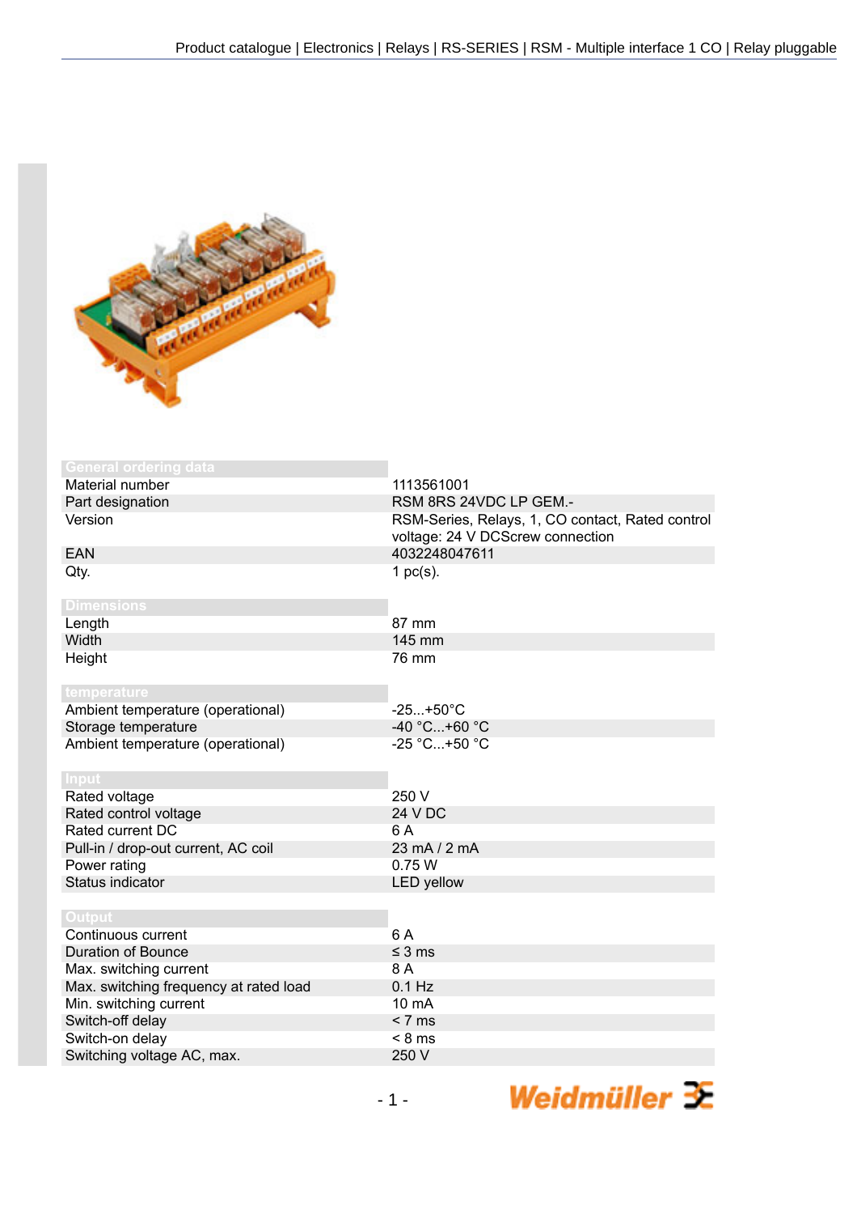## General ordering data

| | |
|---|---|
| Material number | 1113561001 |
| Part designation | RSM 8RS 24VDC LP GEM.- |
| Version | RSM-Series, Relays, 1, CO contact, Rated control voltage: 24 V DCScrew connection |
| EAN | 4032248047611 |
| Qty. | 1 pc(s). |

## Dimensions

| | |
|---|---|
| Length | 87 mm |
| Width | 145 mm |
| Height | 76 mm |

## temperature

| | |
|---|---|
| Ambient temperature (operational) | -25...+50°C |
| Storage temperature | -40 °C...+60 °C |
| Ambient temperature (operational) | -25 °C...+50 °C |

## Input

| | |
|---|---|
| Rated voltage | 250 V |
| Rated control voltage | 24 V DC |
| Rated current DC | 6 A |
| Pull-in / drop-out current, AC coil | 23 mA / 2 mA |
| Power rating | 0.75 W |
| Status indicator | LED yellow |

## Output

| | |
|---|---|
| Continuous current | 6 A |
| Duration of Bounce | ≤ 3 ms |
| Max. switching current | 8 A |
| Max. switching frequency at rated load | 0.1 Hz |
| Min. switching current | 10 mA |
| Switch-off delay | < 7 ms |
| Switch-on delay | < 8 ms |
| Switching voltage AC, max. | 250 V |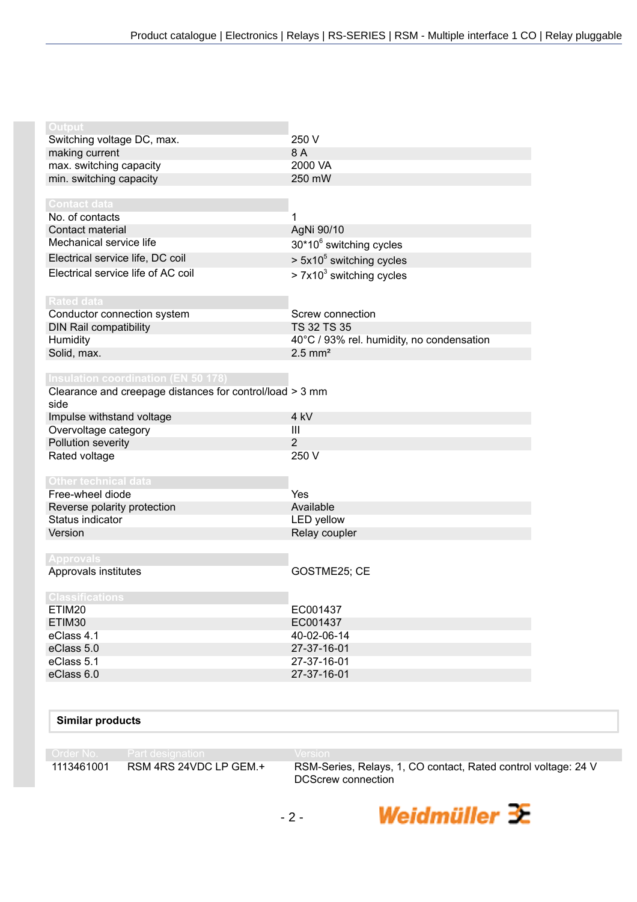| Output | |
|---|---|
| Switching voltage DC, max. | 250 V |
| making current | 8 A |
| max. switching capacity | 2000 VA |
| min. switching capacity | 250 mW |

| Contact data | |
|---|---|
| No. of contacts | 1 |
| Contact material | AgNi 90/10 |
| Mechanical service life | $30*10^6$ switching cycles |
| Electrical service life, DC coil | $> 5x10^5$ switching cycles |
| Electrical service life of AC coil | $> 7x10^3$ switching cycles |

| Rated data | |
|---|---|
| Conductor connection system | Screw connection |
| DIN Rail compatibility | TS 32 TS 35 |
| Humidity | 40°C / 93% rel. humidity, no condensation |
| Solid, max. | 2.5 mm² |

| Insulation coordination (EN 50 178) | |
|---|---|
| Clearance and creepage distances for control/load side | > 3 mm |
| Impulse withstand voltage | 4 kV |
| Overvoltage category | III |
| Pollution severity | 2 |
| Rated voltage | 250 V |

| Other technical data | |
|---|---|
| Free-wheel diode | Yes |
| Reverse polarity protection | Available |
| Status indicator | LED yellow |
| Version | Relay coupler |

| Approvals | |
|---|---|
| Approvals institutes | GOSTME25; CE |

| Classifications | |
|---|---|
| ETIM20 | EC001437 |
| ETIM30 | EC001437 |
| eClass 4.1 | 40-02-06-14 |
| eClass 5.0 | 27-37-16-01 |
| eClass 5.1 | 27-37-16-01 |
| eClass 6.0 | 27-37-16-01 |

**Similar products**

| Order No. | Part designation | Version |
|---|---|---|
| 1113461001 | RSM 4RS 24VDC LP GEM.+ | RSM-Series, Relays, 1, CO contact, Rated control voltage: 24 V DCScrew connection |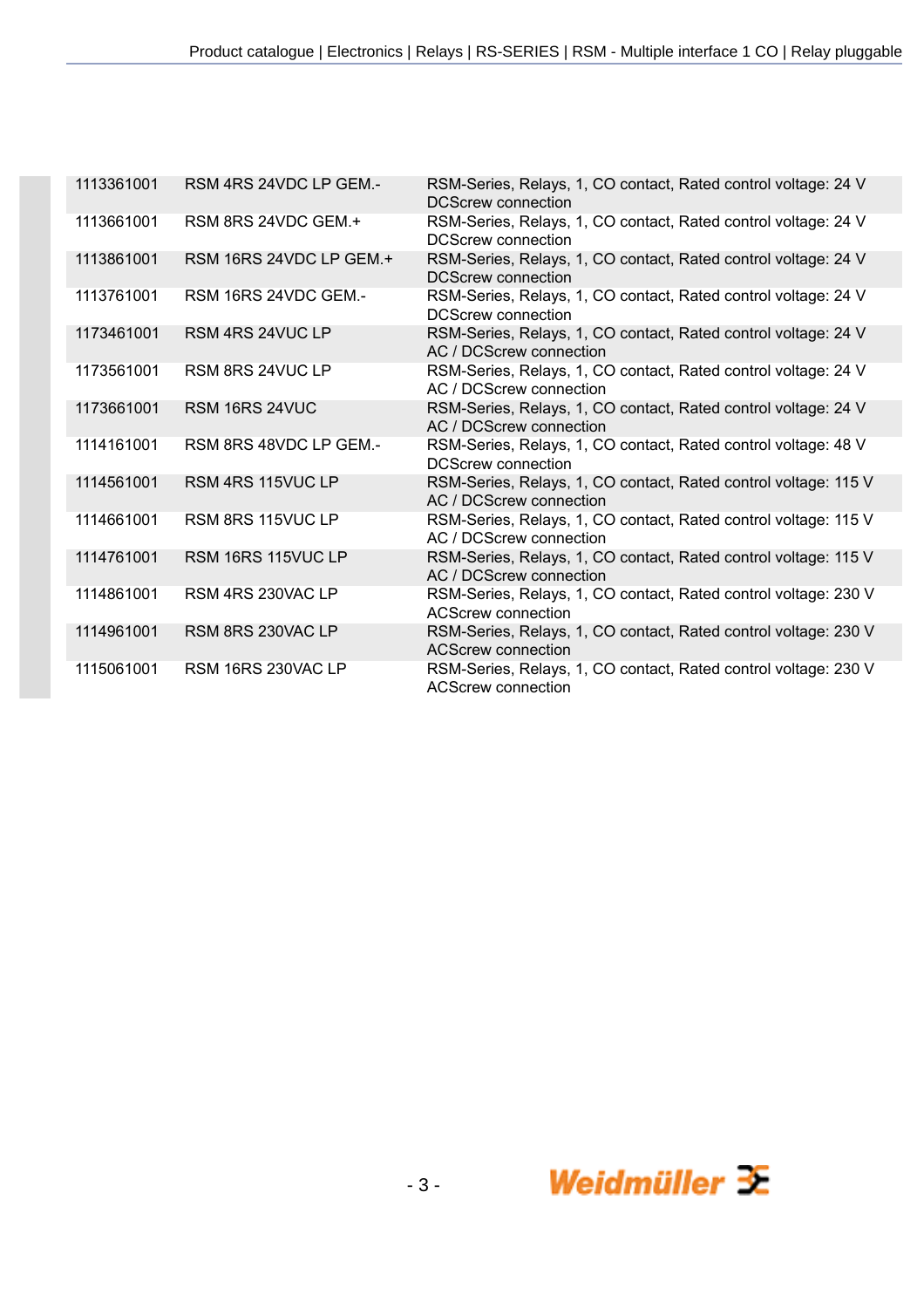| | | |
|---|---|---|
| 1113361001 | RSM 4RS 24VDC LP GEM.- | RSM-Series, Relays, 1, CO contact, Rated control voltage: 24 V DCScrew connection |
| 1113661001 | RSM 8RS 24VDC GEM.+ | RSM-Series, Relays, 1, CO contact, Rated control voltage: 24 V DCScrew connection |
| 1113861001 | RSM 16RS 24VDC LP GEM.+ | RSM-Series, Relays, 1, CO contact, Rated control voltage: 24 V DCScrew connection |
| 1113761001 | RSM 16RS 24VDC GEM.- | RSM-Series, Relays, 1, CO contact, Rated control voltage: 24 V DCScrew connection |
| 1173461001 | RSM 4RS 24VUC LP | RSM-Series, Relays, 1, CO contact, Rated control voltage: 24 V AC / DCScrew connection |
| 1173561001 | RSM 8RS 24VUC LP | RSM-Series, Relays, 1, CO contact, Rated control voltage: 24 V AC / DCScrew connection |
| 1173661001 | RSM 16RS 24VUC | RSM-Series, Relays, 1, CO contact, Rated control voltage: 24 V AC / DCScrew connection |
| 1114161001 | RSM 8RS 48VDC LP GEM.- | RSM-Series, Relays, 1, CO contact, Rated control voltage: 48 V DCScrew connection |
| 1114561001 | RSM 4RS 115VUC LP | RSM-Series, Relays, 1, CO contact, Rated control voltage: 115 V AC / DCScrew connection |
| 1114661001 | RSM 8RS 115VUC LP | RSM-Series, Relays, 1, CO contact, Rated control voltage: 115 V AC / DCScrew connection |
| 1114761001 | RSM 16RS 115VUC LP | RSM-Series, Relays, 1, CO contact, Rated control voltage: 115 V AC / DCScrew connection |
| 1114861001 | RSM 4RS 230VAC LP | RSM-Series, Relays, 1, CO contact, Rated control voltage: 230 V ACScrew connection |
| 1114961001 | RSM 8RS 230VAC LP | RSM-Series, Relays, 1, CO contact, Rated control voltage: 230 V ACScrew connection |
| 1115061001 | RSM 16RS 230VAC LP | RSM-Series, Relays, 1, CO contact, Rated control voltage: 230 V ACScrew connection |